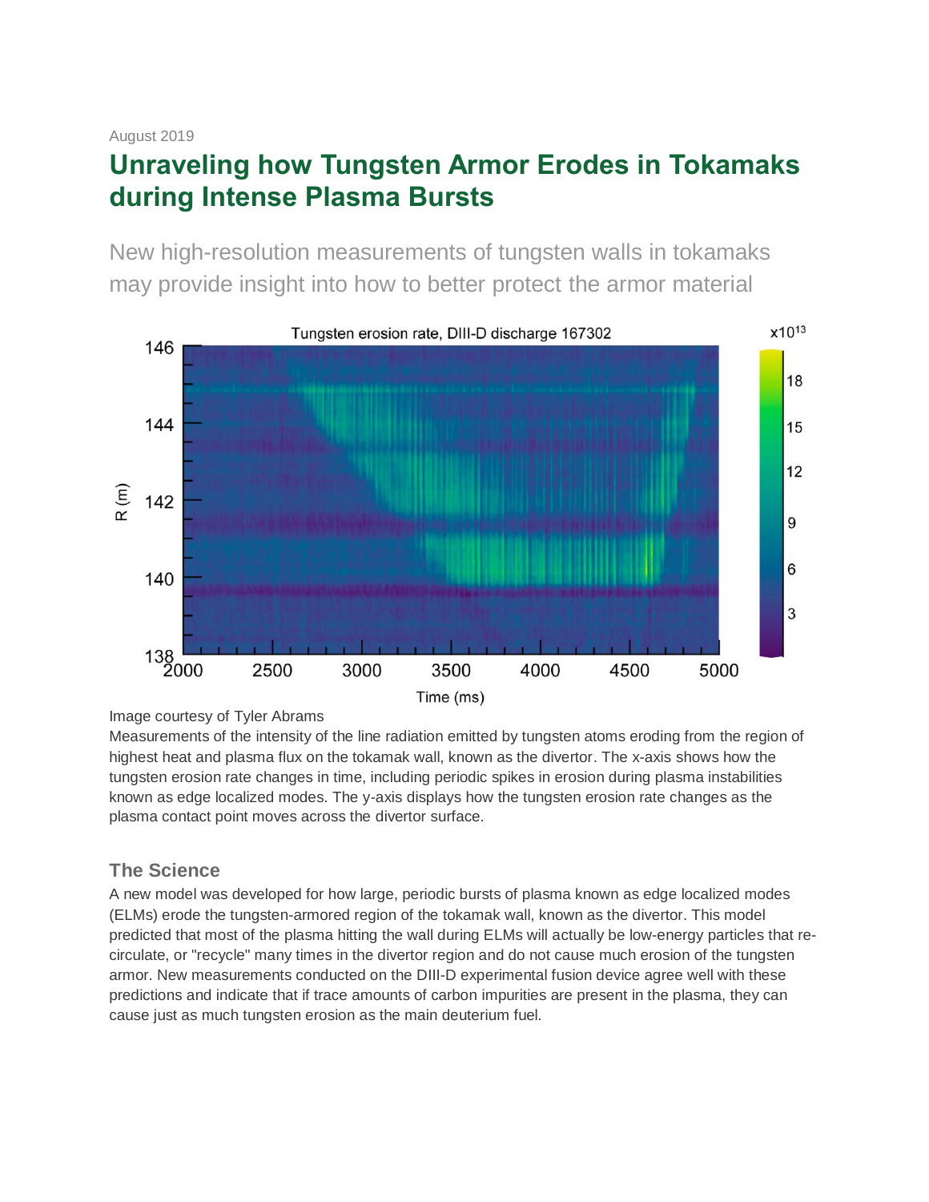August 2019

# Unraveling how Tungsten Armor Erodes in Tokamaks during Intense Plasma Bursts

New high-resolution measurements of tungsten walls in tokamaks may provide insight into how to better protect the armor material

Image courtesy of Tyler Abrams

Measurements of the intensity of the line radiation emitted by tungsten atoms eroding from the region of highest heat and plasma flux on the tokamak wall, known as the divertor. The x-axis shows how the tungsten erosion rate changes in time, including periodic spikes in erosion during plasma instabilities known as edge localized modes. The y-axis displays how the tungsten erosion rate changes as the plasma contact point moves across the divertor surface.

### The Science

A new model was developed for how large, periodic bursts of plasma known as edge localized modes (ELMs) erode the tungsten-armored region of the tokamak wall, known as the divertor. This model predicted that most of the plasma hitting the wall during ELMs will actually be low-energy particles that re-circulate, or "recycle" many times in the divertor region and do not cause much erosion of the tungsten armor. New measurements conducted on the DIII-D experimental fusion device agree well with these predictions and indicate that if trace amounts of carbon impurities are present in the plasma, they can cause just as much tungsten erosion as the main deuterium fuel.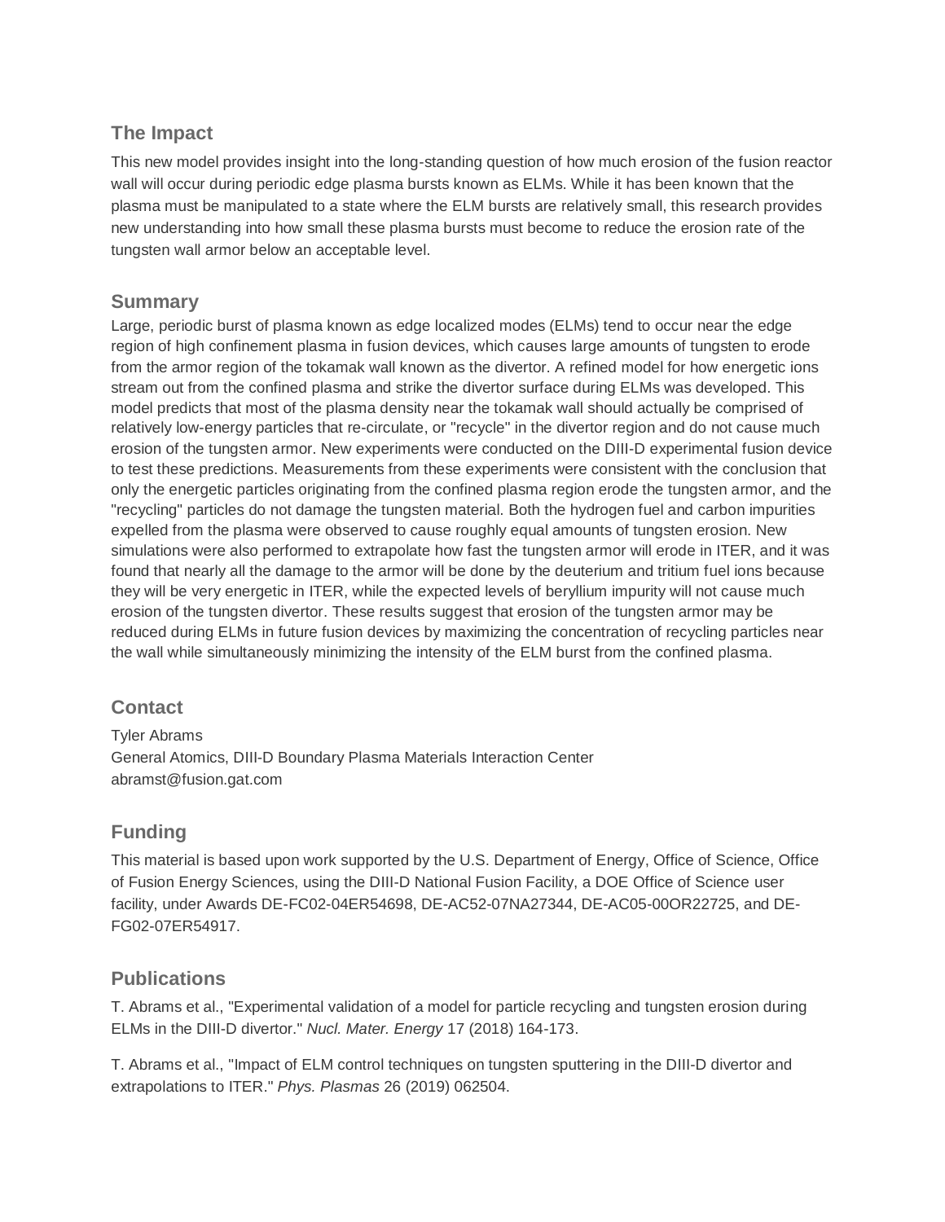## The Impact

This new model provides insight into the long-standing question of how much erosion of the fusion reactor wall will occur during periodic edge plasma bursts known as ELMs. While it has been known that the plasma must be manipulated to a state where the ELM bursts are relatively small, this research provides new understanding into how small these plasma bursts must become to reduce the erosion rate of the tungsten wall armor below an acceptable level.

## Summary

Large, periodic burst of plasma known as edge localized modes (ELMs) tend to occur near the edge region of high confinement plasma in fusion devices, which causes large amounts of tungsten to erode from the armor region of the tokamak wall known as the divertor. A refined model for how energetic ions stream out from the confined plasma and strike the divertor surface during ELMs was developed. This model predicts that most of the plasma density near the tokamak wall should actually be comprised of relatively low-energy particles that re-circulate, or "recycle" in the divertor region and do not cause much erosion of the tungsten armor. New experiments were conducted on the DIII-D experimental fusion device to test these predictions. Measurements from these experiments were consistent with the conclusion that only the energetic particles originating from the confined plasma region erode the tungsten armor, and the "recycling" particles do not damage the tungsten material. Both the hydrogen fuel and carbon impurities expelled from the plasma were observed to cause roughly equal amounts of tungsten erosion. New simulations were also performed to extrapolate how fast the tungsten armor will erode in ITER, and it was found that nearly all the damage to the armor will be done by the deuterium and tritium fuel ions because they will be very energetic in ITER, while the expected levels of beryllium impurity will not cause much erosion of the tungsten divertor. These results suggest that erosion of the tungsten armor may be reduced during ELMs in future fusion devices by maximizing the concentration of recycling particles near the wall while simultaneously minimizing the intensity of the ELM burst from the confined plasma.

## Contact

Tyler Abrams
General Atomics, DIII-D Boundary Plasma Materials Interaction Center
abramst@fusion.gat.com

## Funding

This material is based upon work supported by the U.S. Department of Energy, Office of Science, Office of Fusion Energy Sciences, using the DIII-D National Fusion Facility, a DOE Office of Science user facility, under Awards DE-FC02-04ER54698, DE-AC52-07NA27344, DE-AC05-00OR22725, and DE-FG02-07ER54917.

## Publications

T. Abrams et al., "Experimental validation of a model for particle recycling and tungsten erosion during ELMs in the DIII-D divertor." *Nucl. Mater. Energy* 17 (2018) 164-173.

T. Abrams et al., "Impact of ELM control techniques on tungsten sputtering in the DIII-D divertor and extrapolations to ITER." *Phys. Plasmas* 26 (2019) 062504.